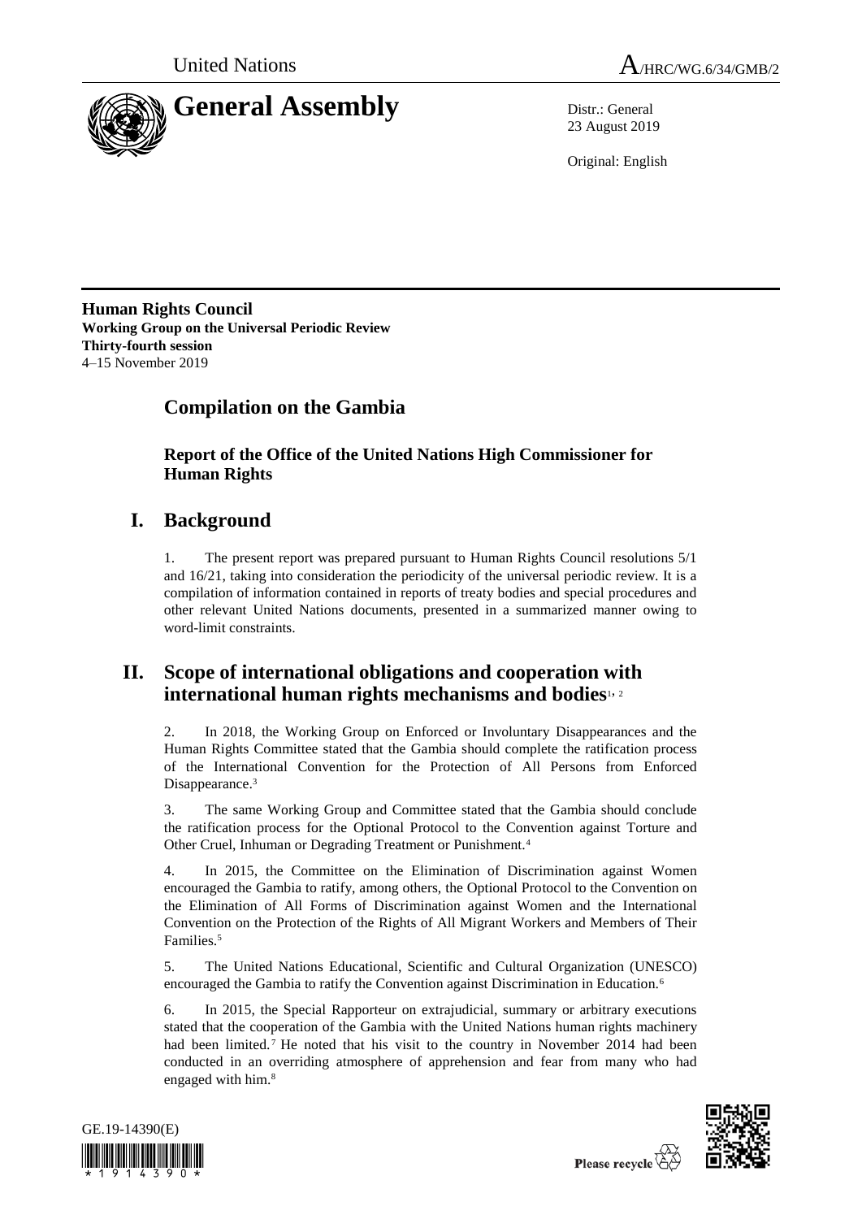United Nations A/HRC/WG.6/34/GMB/2

# General Assembly

Distr.: General
23 August 2019

Original: English

**Human Rights Council**
**Working Group on the Universal Periodic Review**
**Thirty-fourth session**
4–15 November 2019

# Compilation on the Gambia

## Report of the Office of the United Nations High Commissioner for Human Rights

## I. Background

1. The present report was prepared pursuant to Human Rights Council resolutions 5/1 and 16/21, taking into consideration the periodicity of the universal periodic review. It is a compilation of information contained in reports of treaty bodies and special procedures and other relevant United Nations documents, presented in a summarized manner owing to word-limit constraints.

## II. Scope of international obligations and cooperation with international human rights mechanisms and bodies[1, 2]

2. In 2018, the Working Group on Enforced or Involuntary Disappearances and the Human Rights Committee stated that the Gambia should complete the ratification process of the International Convention for the Protection of All Persons from Enforced Disappearance.[3]

3. The same Working Group and Committee stated that the Gambia should conclude the ratification process for the Optional Protocol to the Convention against Torture and Other Cruel, Inhuman or Degrading Treatment or Punishment.[4]

4. In 2015, the Committee on the Elimination of Discrimination against Women encouraged the Gambia to ratify, among others, the Optional Protocol to the Convention on the Elimination of All Forms of Discrimination against Women and the International Convention on the Protection of the Rights of All Migrant Workers and Members of Their Families.[5]

5. The United Nations Educational, Scientific and Cultural Organization (UNESCO) encouraged the Gambia to ratify the Convention against Discrimination in Education.[6]

6. In 2015, the Special Rapporteur on extrajudicial, summary or arbitrary executions stated that the cooperation of the Gambia with the United Nations human rights machinery had been limited.[7] He noted that his visit to the country in November 2014 had been conducted in an overriding atmosphere of apprehension and fear from many who had engaged with him.[8]

GE.19-14390(E)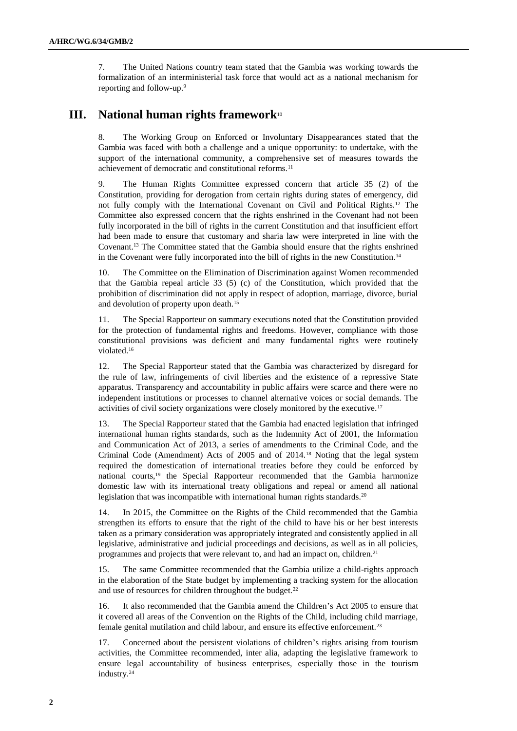7. The United Nations country team stated that the Gambia was working towards the formalization of an interministerial task force that would act as a national mechanism for reporting and follow-up.[9]

## III. National human rights framework[10]

8. The Working Group on Enforced or Involuntary Disappearances stated that the Gambia was faced with both a challenge and a unique opportunity: to undertake, with the support of the international community, a comprehensive set of measures towards the achievement of democratic and constitutional reforms.[11]

9. The Human Rights Committee expressed concern that article 35 (2) of the Constitution, providing for derogation from certain rights during states of emergency, did not fully comply with the International Covenant on Civil and Political Rights.[12] The Committee also expressed concern that the rights enshrined in the Covenant had not been fully incorporated in the bill of rights in the current Constitution and that insufficient effort had been made to ensure that customary and sharia law were interpreted in line with the Covenant.[13] The Committee stated that the Gambia should ensure that the rights enshrined in the Covenant were fully incorporated into the bill of rights in the new Constitution.[14]

10. The Committee on the Elimination of Discrimination against Women recommended that the Gambia repeal article 33 (5) (c) of the Constitution, which provided that the prohibition of discrimination did not apply in respect of adoption, marriage, divorce, burial and devolution of property upon death.[15]

11. The Special Rapporteur on summary executions noted that the Constitution provided for the protection of fundamental rights and freedoms. However, compliance with those constitutional provisions was deficient and many fundamental rights were routinely violated.[16]

12. The Special Rapporteur stated that the Gambia was characterized by disregard for the rule of law, infringements of civil liberties and the existence of a repressive State apparatus. Transparency and accountability in public affairs were scarce and there were no independent institutions or processes to channel alternative voices or social demands. The activities of civil society organizations were closely monitored by the executive.[17]

13. The Special Rapporteur stated that the Gambia had enacted legislation that infringed international human rights standards, such as the Indemnity Act of 2001, the Information and Communication Act of 2013, a series of amendments to the Criminal Code, and the Criminal Code (Amendment) Acts of 2005 and of 2014.[18] Noting that the legal system required the domestication of international treaties before they could be enforced by national courts,[19] the Special Rapporteur recommended that the Gambia harmonize domestic law with its international treaty obligations and repeal or amend all national legislation that was incompatible with international human rights standards.[20]

14. In 2015, the Committee on the Rights of the Child recommended that the Gambia strengthen its efforts to ensure that the right of the child to have his or her best interests taken as a primary consideration was appropriately integrated and consistently applied in all legislative, administrative and judicial proceedings and decisions, as well as in all policies, programmes and projects that were relevant to, and had an impact on, children.[21]

15. The same Committee recommended that the Gambia utilize a child-rights approach in the elaboration of the State budget by implementing a tracking system for the allocation and use of resources for children throughout the budget.[22]

16. It also recommended that the Gambia amend the Children's Act 2005 to ensure that it covered all areas of the Convention on the Rights of the Child, including child marriage, female genital mutilation and child labour, and ensure its effective enforcement.[23]

17. Concerned about the persistent violations of children's rights arising from tourism activities, the Committee recommended, inter alia, adapting the legislative framework to ensure legal accountability of business enterprises, especially those in the tourism industry.[24]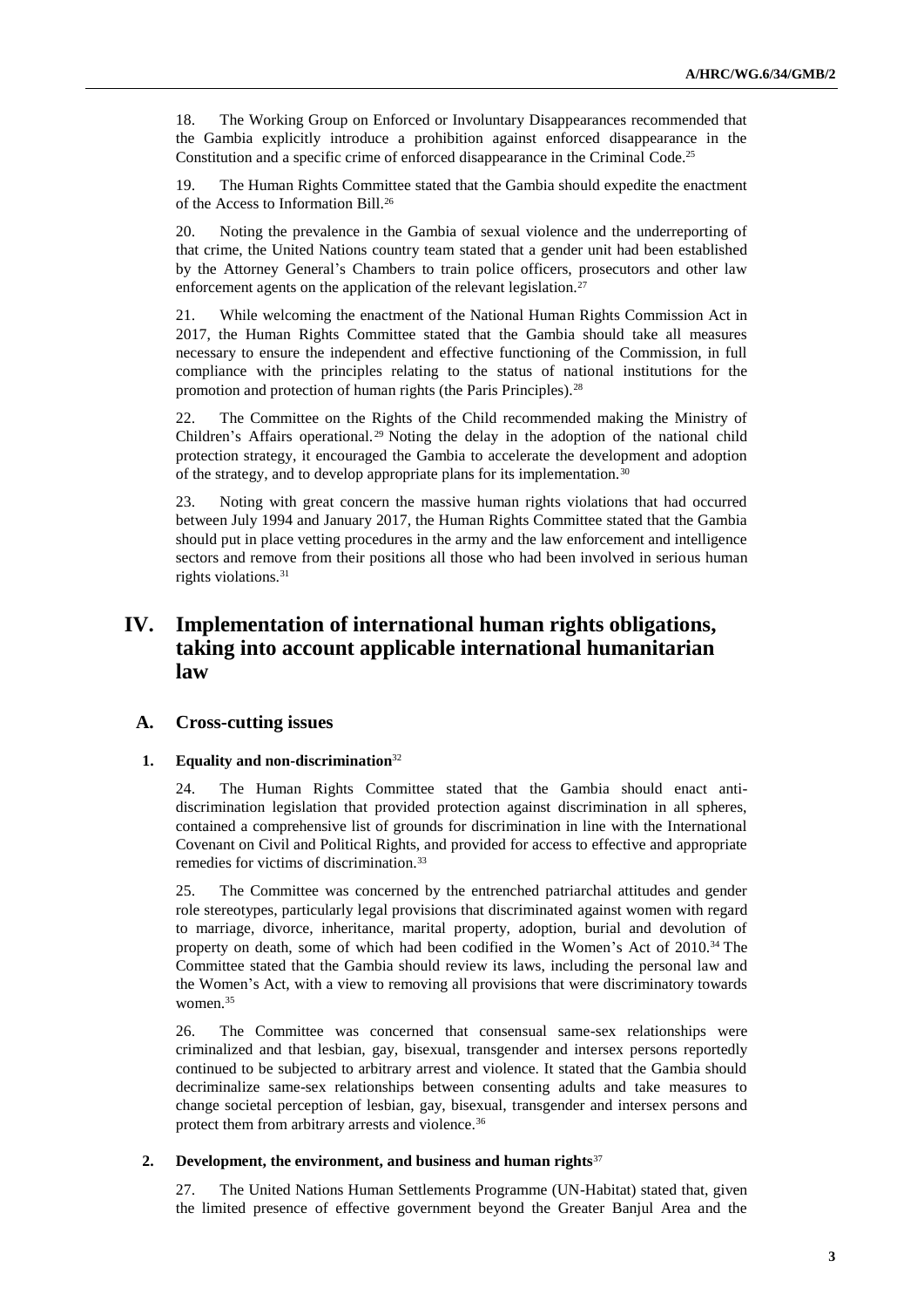18. The Working Group on Enforced or Involuntary Disappearances recommended that the Gambia explicitly introduce a prohibition against enforced disappearance in the Constitution and a specific crime of enforced disappearance in the Criminal Code.[25]

19. The Human Rights Committee stated that the Gambia should expedite the enactment of the Access to Information Bill.[26]

20. Noting the prevalence in the Gambia of sexual violence and the underreporting of that crime, the United Nations country team stated that a gender unit had been established by the Attorney General's Chambers to train police officers, prosecutors and other law enforcement agents on the application of the relevant legislation.[27]

21. While welcoming the enactment of the National Human Rights Commission Act in 2017, the Human Rights Committee stated that the Gambia should take all measures necessary to ensure the independent and effective functioning of the Commission, in full compliance with the principles relating to the status of national institutions for the promotion and protection of human rights (the Paris Principles).[28]

22. The Committee on the Rights of the Child recommended making the Ministry of Children's Affairs operational.[29] Noting the delay in the adoption of the national child protection strategy, it encouraged the Gambia to accelerate the development and adoption of the strategy, and to develop appropriate plans for its implementation.[30]

23. Noting with great concern the massive human rights violations that had occurred between July 1994 and January 2017, the Human Rights Committee stated that the Gambia should put in place vetting procedures in the army and the law enforcement and intelligence sectors and remove from their positions all those who had been involved in serious human rights violations.[31]

# IV. Implementation of international human rights obligations, taking into account applicable international humanitarian law

## A. Cross-cutting issues

### 1. Equality and non-discrimination[32]

24. The Human Rights Committee stated that the Gambia should enact anti-discrimination legislation that provided protection against discrimination in all spheres, contained a comprehensive list of grounds for discrimination in line with the International Covenant on Civil and Political Rights, and provided for access to effective and appropriate remedies for victims of discrimination.[33]

25. The Committee was concerned by the entrenched patriarchal attitudes and gender role stereotypes, particularly legal provisions that discriminated against women with regard to marriage, divorce, inheritance, marital property, adoption, burial and devolution of property on death, some of which had been codified in the Women's Act of 2010.[34] The Committee stated that the Gambia should review its laws, including the personal law and the Women's Act, with a view to removing all provisions that were discriminatory towards women.[35]

26. The Committee was concerned that consensual same-sex relationships were criminalized and that lesbian, gay, bisexual, transgender and intersex persons reportedly continued to be subjected to arbitrary arrest and violence. It stated that the Gambia should decriminalize same-sex relationships between consenting adults and take measures to change societal perception of lesbian, gay, bisexual, transgender and intersex persons and protect them from arbitrary arrests and violence.[36]

### 2. Development, the environment, and business and human rights[37]

27. The United Nations Human Settlements Programme (UN-Habitat) stated that, given the limited presence of effective government beyond the Greater Banjul Area and the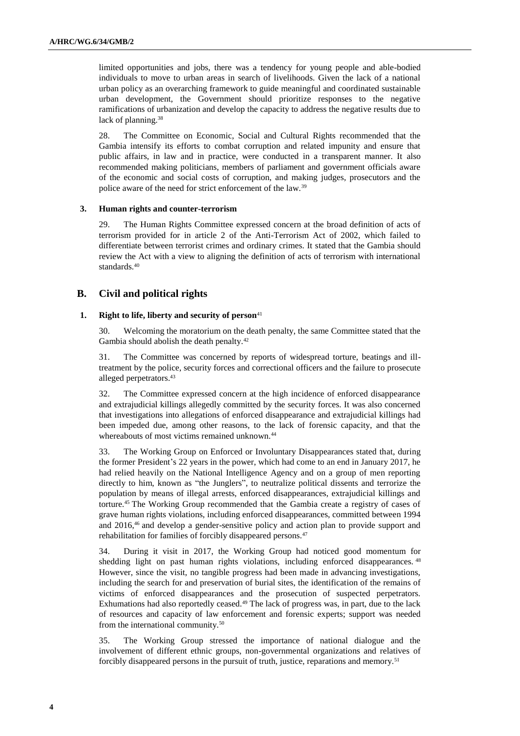limited opportunities and jobs, there was a tendency for young people and able-bodied individuals to move to urban areas in search of livelihoods. Given the lack of a national urban policy as an overarching framework to guide meaningful and coordinated sustainable urban development, the Government should prioritize responses to the negative ramifications of urbanization and develop the capacity to address the negative results due to lack of planning.[38]

28. The Committee on Economic, Social and Cultural Rights recommended that the Gambia intensify its efforts to combat corruption and related impunity and ensure that public affairs, in law and in practice, were conducted in a transparent manner. It also recommended making politicians, members of parliament and government officials aware of the economic and social costs of corruption, and making judges, prosecutors and the police aware of the need for strict enforcement of the law.[39]

### 3. Human rights and counter-terrorism

29. The Human Rights Committee expressed concern at the broad definition of acts of terrorism provided for in article 2 of the Anti-Terrorism Act of 2002, which failed to differentiate between terrorist crimes and ordinary crimes. It stated that the Gambia should review the Act with a view to aligning the definition of acts of terrorism with international standards.[40]

## B. Civil and political rights

### 1. Right to life, liberty and security of person[41]

30. Welcoming the moratorium on the death penalty, the same Committee stated that the Gambia should abolish the death penalty.[42]

31. The Committee was concerned by reports of widespread torture, beatings and ill-treatment by the police, security forces and correctional officers and the failure to prosecute alleged perpetrators.[43]

32. The Committee expressed concern at the high incidence of enforced disappearance and extrajudicial killings allegedly committed by the security forces. It was also concerned that investigations into allegations of enforced disappearance and extrajudicial killings had been impeded due, among other reasons, to the lack of forensic capacity, and that the whereabouts of most victims remained unknown.[44]

33. The Working Group on Enforced or Involuntary Disappearances stated that, during the former President's 22 years in the power, which had come to an end in January 2017, he had relied heavily on the National Intelligence Agency and on a group of men reporting directly to him, known as "the Junglers", to neutralize political dissents and terrorize the population by means of illegal arrests, enforced disappearances, extrajudicial killings and torture.[45] The Working Group recommended that the Gambia create a registry of cases of grave human rights violations, including enforced disappearances, committed between 1994 and 2016,[46] and develop a gender-sensitive policy and action plan to provide support and rehabilitation for families of forcibly disappeared persons.[47]

34. During it visit in 2017, the Working Group had noticed good momentum for shedding light on past human rights violations, including enforced disappearances.[48] However, since the visit, no tangible progress had been made in advancing investigations, including the search for and preservation of burial sites, the identification of the remains of victims of enforced disappearances and the prosecution of suspected perpetrators. Exhumations had also reportedly ceased.[49] The lack of progress was, in part, due to the lack of resources and capacity of law enforcement and forensic experts; support was needed from the international community.[50]

35. The Working Group stressed the importance of national dialogue and the involvement of different ethnic groups, non-governmental organizations and relatives of forcibly disappeared persons in the pursuit of truth, justice, reparations and memory.[51]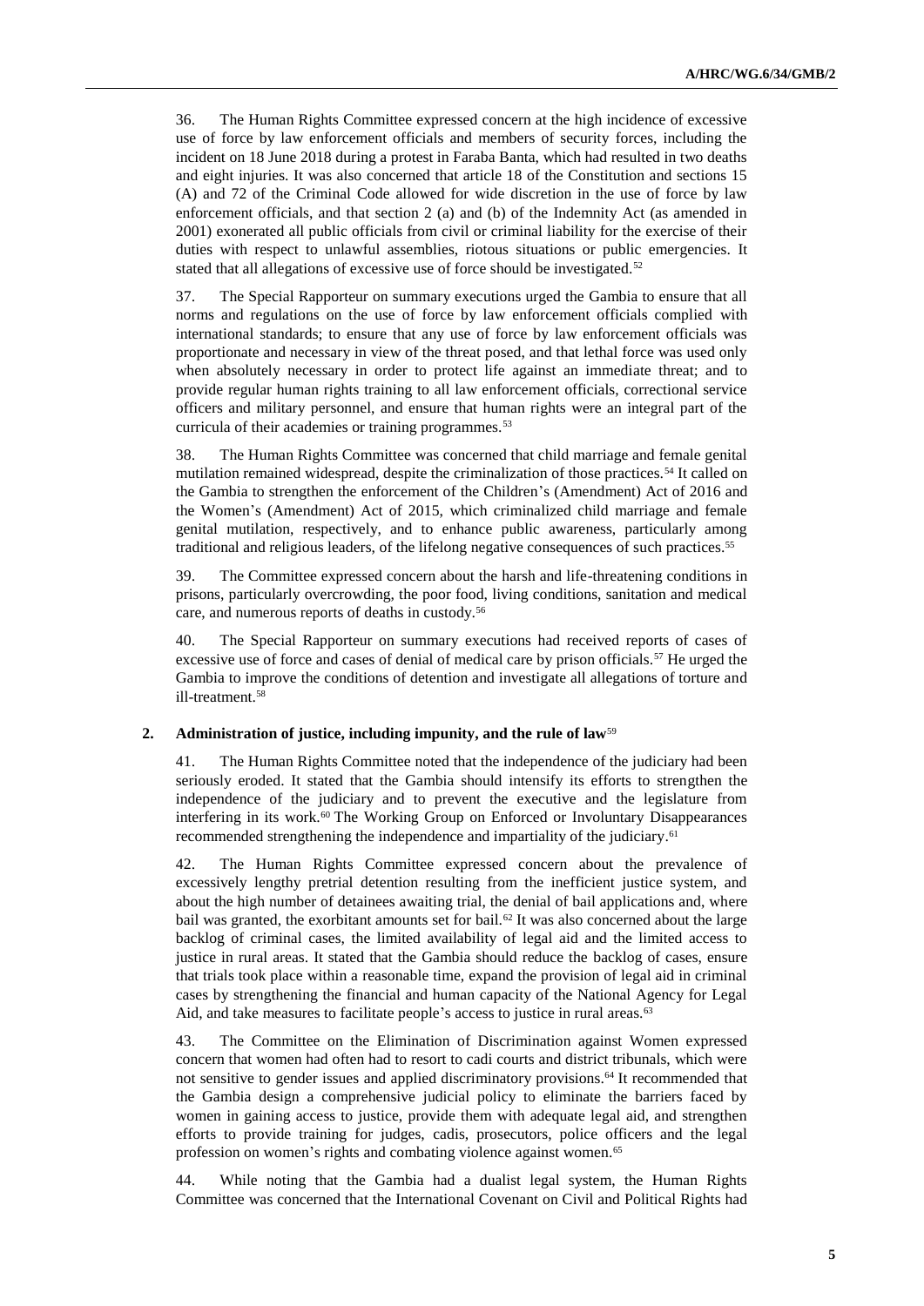36. The Human Rights Committee expressed concern at the high incidence of excessive use of force by law enforcement officials and members of security forces, including the incident on 18 June 2018 during a protest in Faraba Banta, which had resulted in two deaths and eight injuries. It was also concerned that article 18 of the Constitution and sections 15 (A) and 72 of the Criminal Code allowed for wide discretion in the use of force by law enforcement officials, and that section 2 (a) and (b) of the Indemnity Act (as amended in 2001) exonerated all public officials from civil or criminal liability for the exercise of their duties with respect to unlawful assemblies, riotous situations or public emergencies. It stated that all allegations of excessive use of force should be investigated.[52]

37. The Special Rapporteur on summary executions urged the Gambia to ensure that all norms and regulations on the use of force by law enforcement officials complied with international standards; to ensure that any use of force by law enforcement officials was proportionate and necessary in view of the threat posed, and that lethal force was used only when absolutely necessary in order to protect life against an immediate threat; and to provide regular human rights training to all law enforcement officials, correctional service officers and military personnel, and ensure that human rights were an integral part of the curricula of their academies or training programmes.[53]

38. The Human Rights Committee was concerned that child marriage and female genital mutilation remained widespread, despite the criminalization of those practices.[54] It called on the Gambia to strengthen the enforcement of the Children's (Amendment) Act of 2016 and the Women's (Amendment) Act of 2015, which criminalized child marriage and female genital mutilation, respectively, and to enhance public awareness, particularly among traditional and religious leaders, of the lifelong negative consequences of such practices.[55]

39. The Committee expressed concern about the harsh and life-threatening conditions in prisons, particularly overcrowding, the poor food, living conditions, sanitation and medical care, and numerous reports of deaths in custody.[56]

40. The Special Rapporteur on summary executions had received reports of cases of excessive use of force and cases of denial of medical care by prison officials.[57] He urged the Gambia to improve the conditions of detention and investigate all allegations of torture and ill-treatment.[58]

### 2. Administration of justice, including impunity, and the rule of law[59]

41. The Human Rights Committee noted that the independence of the judiciary had been seriously eroded. It stated that the Gambia should intensify its efforts to strengthen the independence of the judiciary and to prevent the executive and the legislature from interfering in its work.[60] The Working Group on Enforced or Involuntary Disappearances recommended strengthening the independence and impartiality of the judiciary.[61]

42. The Human Rights Committee expressed concern about the prevalence of excessively lengthy pretrial detention resulting from the inefficient justice system, and about the high number of detainees awaiting trial, the denial of bail applications and, where bail was granted, the exorbitant amounts set for bail.[62] It was also concerned about the large backlog of criminal cases, the limited availability of legal aid and the limited access to justice in rural areas. It stated that the Gambia should reduce the backlog of cases, ensure that trials took place within a reasonable time, expand the provision of legal aid in criminal cases by strengthening the financial and human capacity of the National Agency for Legal Aid, and take measures to facilitate people's access to justice in rural areas.[63]

43. The Committee on the Elimination of Discrimination against Women expressed concern that women had often had to resort to cadi courts and district tribunals, which were not sensitive to gender issues and applied discriminatory provisions.[64] It recommended that the Gambia design a comprehensive judicial policy to eliminate the barriers faced by women in gaining access to justice, provide them with adequate legal aid, and strengthen efforts to provide training for judges, cadis, prosecutors, police officers and the legal profession on women's rights and combating violence against women.[65]

44. While noting that the Gambia had a dualist legal system, the Human Rights Committee was concerned that the International Covenant on Civil and Political Rights had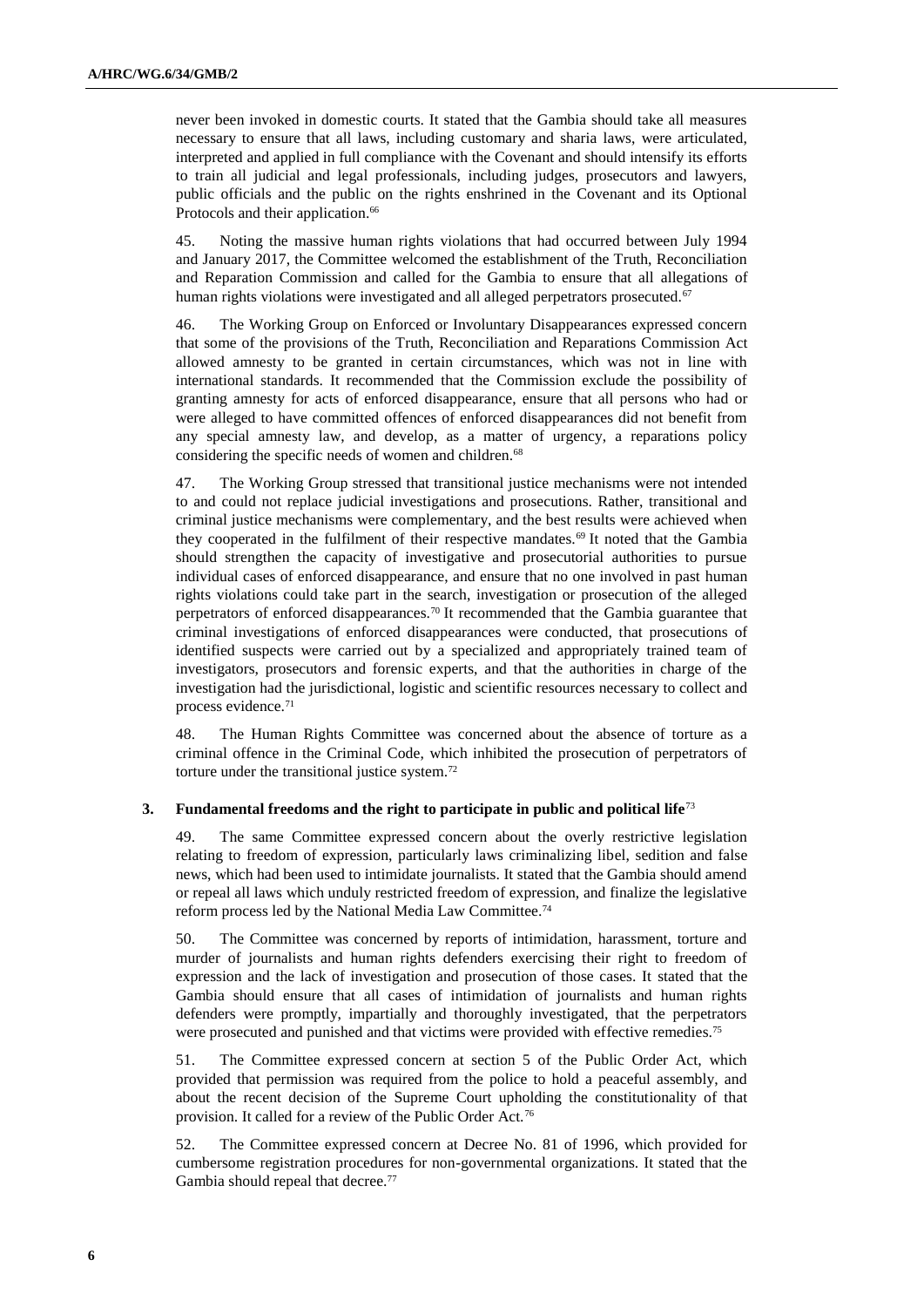never been invoked in domestic courts. It stated that the Gambia should take all measures necessary to ensure that all laws, including customary and sharia laws, were articulated, interpreted and applied in full compliance with the Covenant and should intensify its efforts to train all judicial and legal professionals, including judges, prosecutors and lawyers, public officials and the public on the rights enshrined in the Covenant and its Optional Protocols and their application.[66]

45. Noting the massive human rights violations that had occurred between July 1994 and January 2017, the Committee welcomed the establishment of the Truth, Reconciliation and Reparation Commission and called for the Gambia to ensure that all allegations of human rights violations were investigated and all alleged perpetrators prosecuted.[67]

46. The Working Group on Enforced or Involuntary Disappearances expressed concern that some of the provisions of the Truth, Reconciliation and Reparations Commission Act allowed amnesty to be granted in certain circumstances, which was not in line with international standards. It recommended that the Commission exclude the possibility of granting amnesty for acts of enforced disappearance, ensure that all persons who had or were alleged to have committed offences of enforced disappearances did not benefit from any special amnesty law, and develop, as a matter of urgency, a reparations policy considering the specific needs of women and children.[68]

47. The Working Group stressed that transitional justice mechanisms were not intended to and could not replace judicial investigations and prosecutions. Rather, transitional and criminal justice mechanisms were complementary, and the best results were achieved when they cooperated in the fulfilment of their respective mandates.[69] It noted that the Gambia should strengthen the capacity of investigative and prosecutorial authorities to pursue individual cases of enforced disappearance, and ensure that no one involved in past human rights violations could take part in the search, investigation or prosecution of the alleged perpetrators of enforced disappearances.[70] It recommended that the Gambia guarantee that criminal investigations of enforced disappearances were conducted, that prosecutions of identified suspects were carried out by a specialized and appropriately trained team of investigators, prosecutors and forensic experts, and that the authorities in charge of the investigation had the jurisdictional, logistic and scientific resources necessary to collect and process evidence.[71]

48. The Human Rights Committee was concerned about the absence of torture as a criminal offence in the Criminal Code, which inhibited the prosecution of perpetrators of torture under the transitional justice system.[72]

### 3. Fundamental freedoms and the right to participate in public and political life[73]

49. The same Committee expressed concern about the overly restrictive legislation relating to freedom of expression, particularly laws criminalizing libel, sedition and false news, which had been used to intimidate journalists. It stated that the Gambia should amend or repeal all laws which unduly restricted freedom of expression, and finalize the legislative reform process led by the National Media Law Committee.[74]

50. The Committee was concerned by reports of intimidation, harassment, torture and murder of journalists and human rights defenders exercising their right to freedom of expression and the lack of investigation and prosecution of those cases. It stated that the Gambia should ensure that all cases of intimidation of journalists and human rights defenders were promptly, impartially and thoroughly investigated, that the perpetrators were prosecuted and punished and that victims were provided with effective remedies.[75]

51. The Committee expressed concern at section 5 of the Public Order Act, which provided that permission was required from the police to hold a peaceful assembly, and about the recent decision of the Supreme Court upholding the constitutionality of that provision. It called for a review of the Public Order Act.[76]

52. The Committee expressed concern at Decree No. 81 of 1996, which provided for cumbersome registration procedures for non-governmental organizations. It stated that the Gambia should repeal that decree.[77]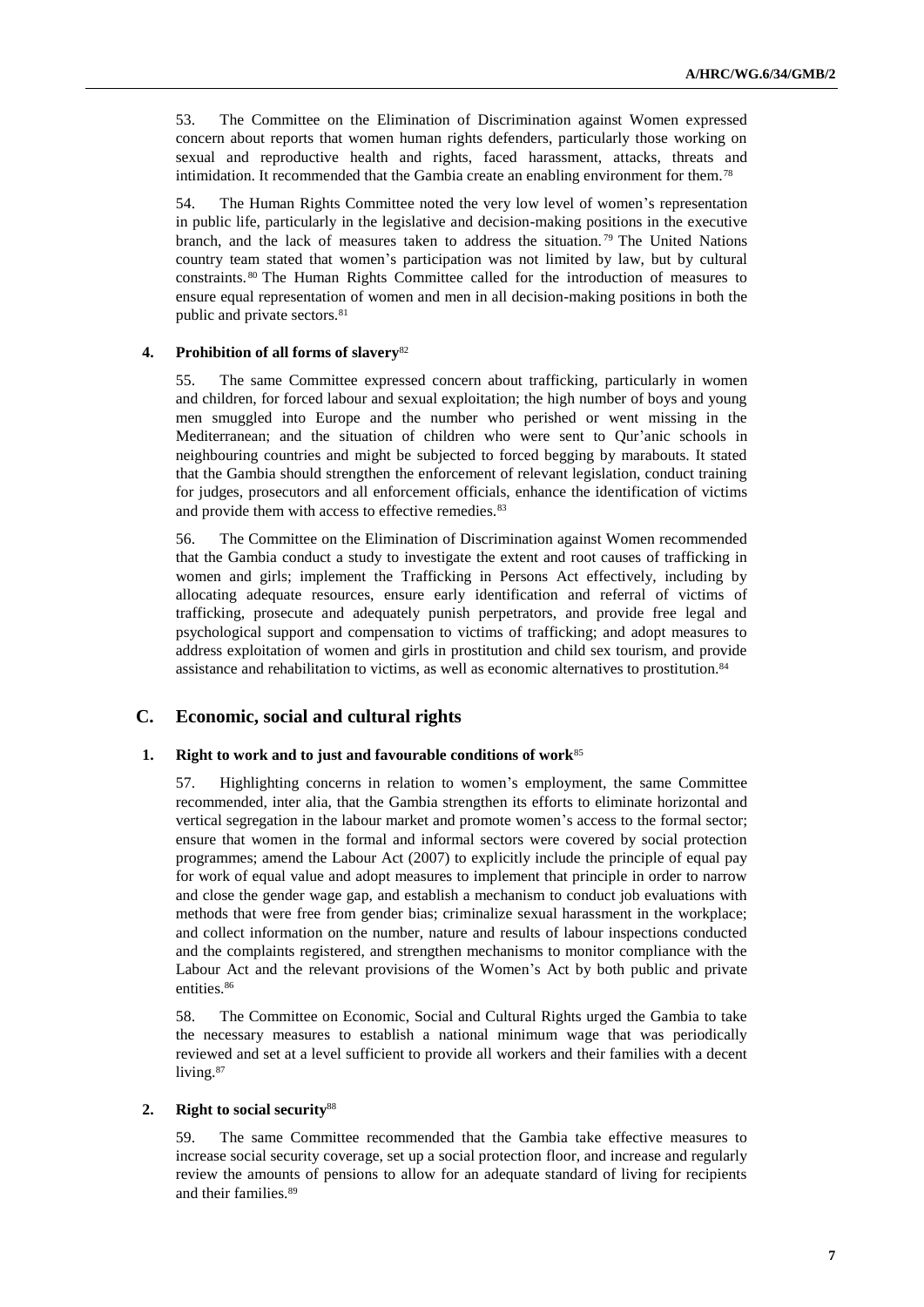53. The Committee on the Elimination of Discrimination against Women expressed concern about reports that women human rights defenders, particularly those working on sexual and reproductive health and rights, faced harassment, attacks, threats and intimidation. It recommended that the Gambia create an enabling environment for them.[78]

54. The Human Rights Committee noted the very low level of women's representation in public life, particularly in the legislative and decision-making positions in the executive branch, and the lack of measures taken to address the situation.[79] The United Nations country team stated that women's participation was not limited by law, but by cultural constraints.[80] The Human Rights Committee called for the introduction of measures to ensure equal representation of women and men in all decision-making positions in both the public and private sectors.[81]

### 4. Prohibition of all forms of slavery[82]

55. The same Committee expressed concern about trafficking, particularly in women and children, for forced labour and sexual exploitation; the high number of boys and young men smuggled into Europe and the number who perished or went missing in the Mediterranean; and the situation of children who were sent to Qur'anic schools in neighbouring countries and might be subjected to forced begging by marabouts. It stated that the Gambia should strengthen the enforcement of relevant legislation, conduct training for judges, prosecutors and all enforcement officials, enhance the identification of victims and provide them with access to effective remedies.[83]

56. The Committee on the Elimination of Discrimination against Women recommended that the Gambia conduct a study to investigate the extent and root causes of trafficking in women and girls; implement the Trafficking in Persons Act effectively, including by allocating adequate resources, ensure early identification and referral of victims of trafficking, prosecute and adequately punish perpetrators, and provide free legal and psychological support and compensation to victims of trafficking; and adopt measures to address exploitation of women and girls in prostitution and child sex tourism, and provide assistance and rehabilitation to victims, as well as economic alternatives to prostitution.[84]

## C. Economic, social and cultural rights

### 1. Right to work and to just and favourable conditions of work[85]

57. Highlighting concerns in relation to women's employment, the same Committee recommended, inter alia, that the Gambia strengthen its efforts to eliminate horizontal and vertical segregation in the labour market and promote women's access to the formal sector; ensure that women in the formal and informal sectors were covered by social protection programmes; amend the Labour Act (2007) to explicitly include the principle of equal pay for work of equal value and adopt measures to implement that principle in order to narrow and close the gender wage gap, and establish a mechanism to conduct job evaluations with methods that were free from gender bias; criminalize sexual harassment in the workplace; and collect information on the number, nature and results of labour inspections conducted and the complaints registered, and strengthen mechanisms to monitor compliance with the Labour Act and the relevant provisions of the Women's Act by both public and private entities.[86]

58. The Committee on Economic, Social and Cultural Rights urged the Gambia to take the necessary measures to establish a national minimum wage that was periodically reviewed and set at a level sufficient to provide all workers and their families with a decent living.[87]

### 2. Right to social security[88]

59. The same Committee recommended that the Gambia take effective measures to increase social security coverage, set up a social protection floor, and increase and regularly review the amounts of pensions to allow for an adequate standard of living for recipients and their families.[89]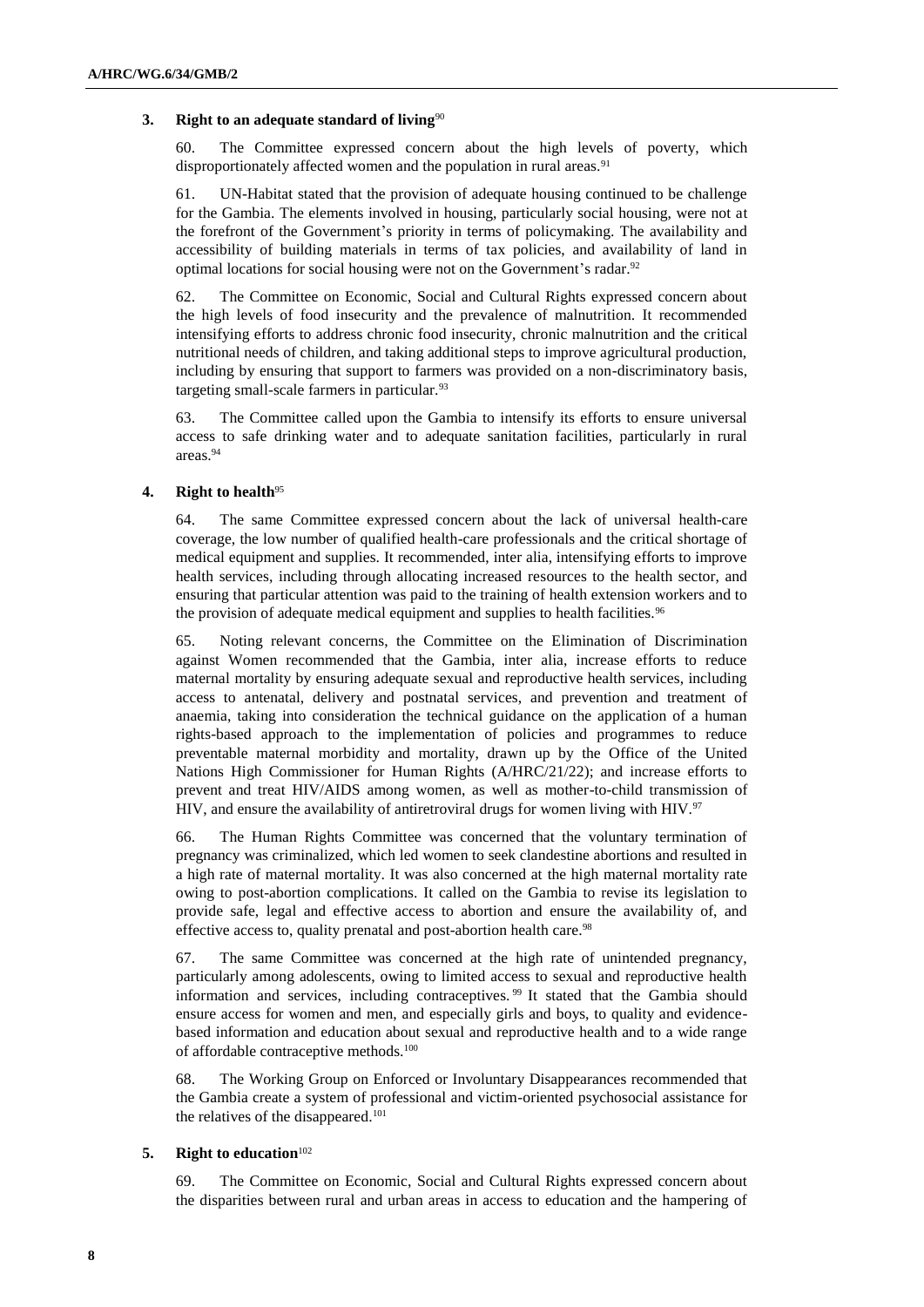### 3. Right to an adequate standard of living[90]

60. The Committee expressed concern about the high levels of poverty, which disproportionately affected women and the population in rural areas.[91]

61. UN-Habitat stated that the provision of adequate housing continued to be challenge for the Gambia. The elements involved in housing, particularly social housing, were not at the forefront of the Government's priority in terms of policymaking. The availability and accessibility of building materials in terms of tax policies, and availability of land in optimal locations for social housing were not on the Government's radar.[92]

62. The Committee on Economic, Social and Cultural Rights expressed concern about the high levels of food insecurity and the prevalence of malnutrition. It recommended intensifying efforts to address chronic food insecurity, chronic malnutrition and the critical nutritional needs of children, and taking additional steps to improve agricultural production, including by ensuring that support to farmers was provided on a non-discriminatory basis, targeting small-scale farmers in particular.[93]

63. The Committee called upon the Gambia to intensify its efforts to ensure universal access to safe drinking water and to adequate sanitation facilities, particularly in rural areas.[94]

### 4. Right to health[95]

64. The same Committee expressed concern about the lack of universal health-care coverage, the low number of qualified health-care professionals and the critical shortage of medical equipment and supplies. It recommended, inter alia, intensifying efforts to improve health services, including through allocating increased resources to the health sector, and ensuring that particular attention was paid to the training of health extension workers and to the provision of adequate medical equipment and supplies to health facilities.[96]

65. Noting relevant concerns, the Committee on the Elimination of Discrimination against Women recommended that the Gambia, inter alia, increase efforts to reduce maternal mortality by ensuring adequate sexual and reproductive health services, including access to antenatal, delivery and postnatal services, and prevention and treatment of anaemia, taking into consideration the technical guidance on the application of a human rights-based approach to the implementation of policies and programmes to reduce preventable maternal morbidity and mortality, drawn up by the Office of the United Nations High Commissioner for Human Rights (A/HRC/21/22); and increase efforts to prevent and treat HIV/AIDS among women, as well as mother-to-child transmission of HIV, and ensure the availability of antiretroviral drugs for women living with HIV.[97]

66. The Human Rights Committee was concerned that the voluntary termination of pregnancy was criminalized, which led women to seek clandestine abortions and resulted in a high rate of maternal mortality. It was also concerned at the high maternal mortality rate owing to post-abortion complications. It called on the Gambia to revise its legislation to provide safe, legal and effective access to abortion and ensure the availability of, and effective access to, quality prenatal and post-abortion health care.[98]

67. The same Committee was concerned at the high rate of unintended pregnancy, particularly among adolescents, owing to limited access to sexual and reproductive health information and services, including contraceptives.[99] It stated that the Gambia should ensure access for women and men, and especially girls and boys, to quality and evidence-based information and education about sexual and reproductive health and to a wide range of affordable contraceptive methods.[100]

68. The Working Group on Enforced or Involuntary Disappearances recommended that the Gambia create a system of professional and victim-oriented psychosocial assistance for the relatives of the disappeared.[101]

### 5. Right to education[102]

69. The Committee on Economic, Social and Cultural Rights expressed concern about the disparities between rural and urban areas in access to education and the hampering of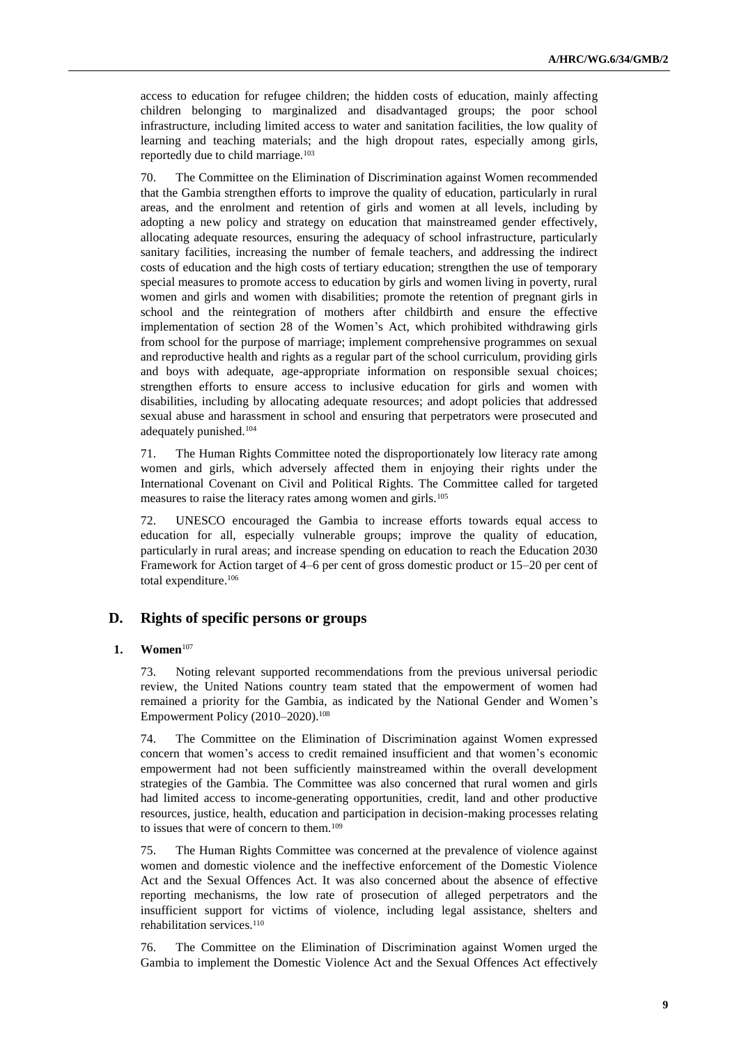access to education for refugee children; the hidden costs of education, mainly affecting children belonging to marginalized and disadvantaged groups; the poor school infrastructure, including limited access to water and sanitation facilities, the low quality of learning and teaching materials; and the high dropout rates, especially among girls, reportedly due to child marriage.[103]

70. The Committee on the Elimination of Discrimination against Women recommended that the Gambia strengthen efforts to improve the quality of education, particularly in rural areas, and the enrolment and retention of girls and women at all levels, including by adopting a new policy and strategy on education that mainstreamed gender effectively, allocating adequate resources, ensuring the adequacy of school infrastructure, particularly sanitary facilities, increasing the number of female teachers, and addressing the indirect costs of education and the high costs of tertiary education; strengthen the use of temporary special measures to promote access to education by girls and women living in poverty, rural women and girls and women with disabilities; promote the retention of pregnant girls in school and the reintegration of mothers after childbirth and ensure the effective implementation of section 28 of the Women's Act, which prohibited withdrawing girls from school for the purpose of marriage; implement comprehensive programmes on sexual and reproductive health and rights as a regular part of the school curriculum, providing girls and boys with adequate, age-appropriate information on responsible sexual choices; strengthen efforts to ensure access to inclusive education for girls and women with disabilities, including by allocating adequate resources; and adopt policies that addressed sexual abuse and harassment in school and ensuring that perpetrators were prosecuted and adequately punished.[104]

71. The Human Rights Committee noted the disproportionately low literacy rate among women and girls, which adversely affected them in enjoying their rights under the International Covenant on Civil and Political Rights. The Committee called for targeted measures to raise the literacy rates among women and girls.[105]

72. UNESCO encouraged the Gambia to increase efforts towards equal access to education for all, especially vulnerable groups; improve the quality of education, particularly in rural areas; and increase spending on education to reach the Education 2030 Framework for Action target of 4–6 per cent of gross domestic product or 15–20 per cent of total expenditure.[106]

## D. Rights of specific persons or groups

### 1. Women[107]

73. Noting relevant supported recommendations from the previous universal periodic review, the United Nations country team stated that the empowerment of women had remained a priority for the Gambia, as indicated by the National Gender and Women's Empowerment Policy (2010–2020).[108]

74. The Committee on the Elimination of Discrimination against Women expressed concern that women's access to credit remained insufficient and that women's economic empowerment had not been sufficiently mainstreamed within the overall development strategies of the Gambia. The Committee was also concerned that rural women and girls had limited access to income-generating opportunities, credit, land and other productive resources, justice, health, education and participation in decision-making processes relating to issues that were of concern to them.[109]

75. The Human Rights Committee was concerned at the prevalence of violence against women and domestic violence and the ineffective enforcement of the Domestic Violence Act and the Sexual Offences Act. It was also concerned about the absence of effective reporting mechanisms, the low rate of prosecution of alleged perpetrators and the insufficient support for victims of violence, including legal assistance, shelters and rehabilitation services.[110]

76. The Committee on the Elimination of Discrimination against Women urged the Gambia to implement the Domestic Violence Act and the Sexual Offences Act effectively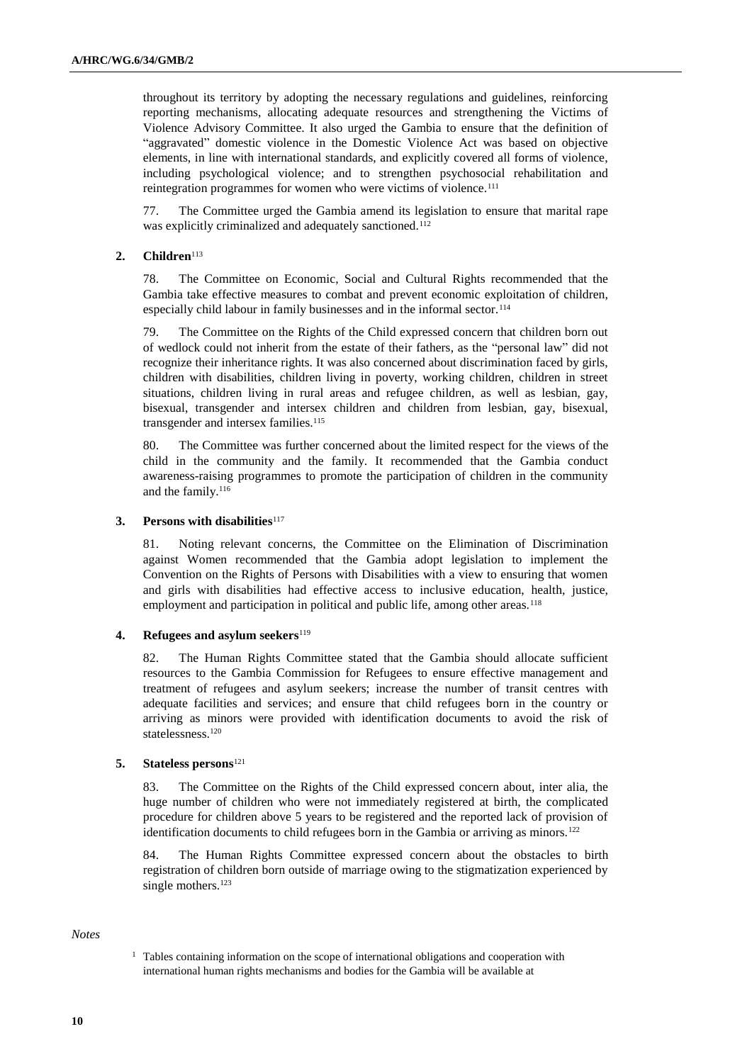throughout its territory by adopting the necessary regulations and guidelines, reinforcing reporting mechanisms, allocating adequate resources and strengthening the Victims of Violence Advisory Committee. It also urged the Gambia to ensure that the definition of "aggravated" domestic violence in the Domestic Violence Act was based on objective elements, in line with international standards, and explicitly covered all forms of violence, including psychological violence; and to strengthen psychosocial rehabilitation and reintegration programmes for women who were victims of violence.[111]

77. The Committee urged the Gambia amend its legislation to ensure that marital rape was explicitly criminalized and adequately sanctioned.[112]

### 2. Children[113]

78. The Committee on Economic, Social and Cultural Rights recommended that the Gambia take effective measures to combat and prevent economic exploitation of children, especially child labour in family businesses and in the informal sector.[114]

79. The Committee on the Rights of the Child expressed concern that children born out of wedlock could not inherit from the estate of their fathers, as the "personal law" did not recognize their inheritance rights. It was also concerned about discrimination faced by girls, children with disabilities, children living in poverty, working children, children in street situations, children living in rural areas and refugee children, as well as lesbian, gay, bisexual, transgender and intersex children and children from lesbian, gay, bisexual, transgender and intersex families.[115]

80. The Committee was further concerned about the limited respect for the views of the child in the community and the family. It recommended that the Gambia conduct awareness-raising programmes to promote the participation of children in the community and the family.[116]

### 3. Persons with disabilities[117]

81. Noting relevant concerns, the Committee on the Elimination of Discrimination against Women recommended that the Gambia adopt legislation to implement the Convention on the Rights of Persons with Disabilities with a view to ensuring that women and girls with disabilities had effective access to inclusive education, health, justice, employment and participation in political and public life, among other areas.[118]

### 4. Refugees and asylum seekers[119]

82. The Human Rights Committee stated that the Gambia should allocate sufficient resources to the Gambia Commission for Refugees to ensure effective management and treatment of refugees and asylum seekers; increase the number of transit centres with adequate facilities and services; and ensure that child refugees born in the country or arriving as minors were provided with identification documents to avoid the risk of statelessness.[120]

### 5. Stateless persons[121]

83. The Committee on the Rights of the Child expressed concern about, inter alia, the huge number of children who were not immediately registered at birth, the complicated procedure for children above 5 years to be registered and the reported lack of provision of identification documents to child refugees born in the Gambia or arriving as minors.[122]

84. The Human Rights Committee expressed concern about the obstacles to birth registration of children born outside of marriage owing to the stigmatization experienced by single mothers.[123]

*Notes*

[1] Tables containing information on the scope of international obligations and cooperation with international human rights mechanisms and bodies for the Gambia will be available at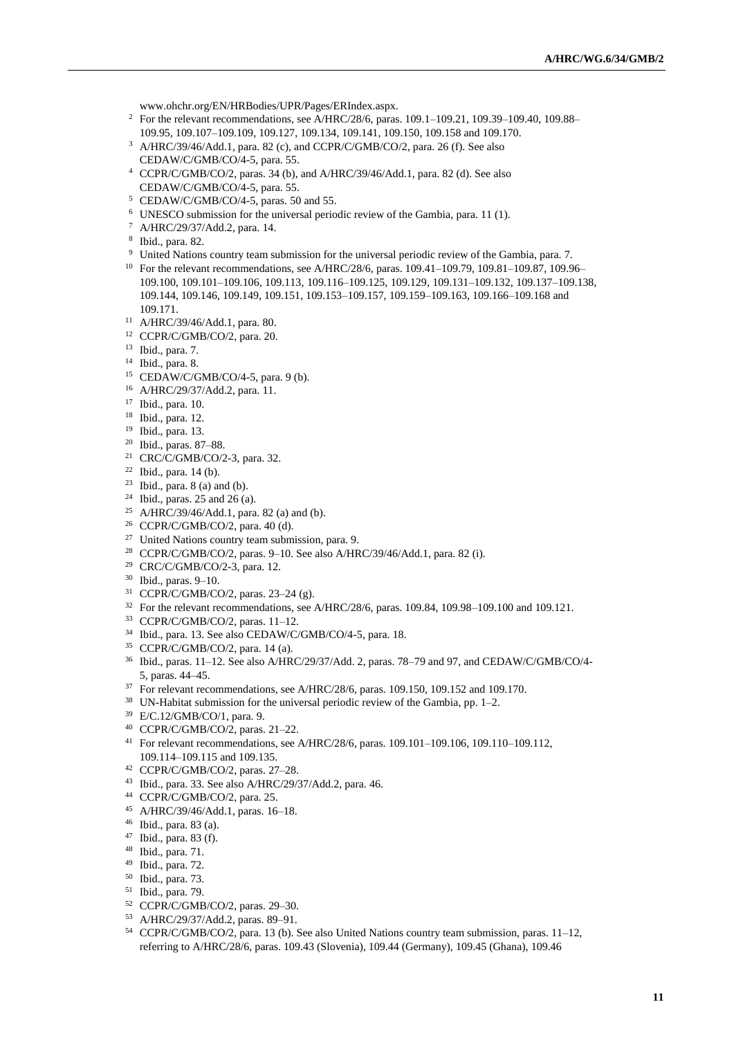www.ohchr.org/EN/HRBodies/UPR/Pages/ERIndex.aspx.

[2] For the relevant recommendations, see A/HRC/28/6, paras. 109.1–109.21, 109.39–109.40, 109.88–109.95, 109.107–109.109, 109.127, 109.134, 109.141, 109.150, 109.158 and 109.170.

[3] A/HRC/39/46/Add.1, para. 82 (c), and CCPR/C/GMB/CO/2, para. 26 (f). See also CEDAW/C/GMB/CO/4-5, para. 55.

[4] CCPR/C/GMB/CO/2, paras. 34 (b), and A/HRC/39/46/Add.1, para. 82 (d). See also CEDAW/C/GMB/CO/4-5, para. 55.

[5] CEDAW/C/GMB/CO/4-5, paras. 50 and 55.

[6] UNESCO submission for the universal periodic review of the Gambia, para. 11 (1).

[7] A/HRC/29/37/Add.2, para. 14.

[8] Ibid., para. 82.

[9] United Nations country team submission for the universal periodic review of the Gambia, para. 7.

[10] For the relevant recommendations, see A/HRC/28/6, paras. 109.41–109.79, 109.81–109.87, 109.96–109.100, 109.101–109.106, 109.113, 109.116–109.125, 109.129, 109.131–109.132, 109.137–109.138, 109.144, 109.146, 109.149, 109.151, 109.153–109.157, 109.159–109.163, 109.166–109.168 and 109.171.

[11] A/HRC/39/46/Add.1, para. 80.

[12] CCPR/C/GMB/CO/2, para. 20.

[13] Ibid., para. 7.

[14] Ibid., para. 8.

[15] CEDAW/C/GMB/CO/4-5, para. 9 (b).

[16] A/HRC/29/37/Add.2, para. 11.

[17] Ibid., para. 10.

[18] Ibid., para. 12.

[19] Ibid., para. 13.

[20] Ibid., paras. 87–88.

[21] CRC/C/GMB/CO/2-3, para. 32.

[22] Ibid., para. 14 (b).

[23] Ibid., para. 8 (a) and (b).

[24] Ibid., paras. 25 and 26 (a).

[25] A/HRC/39/46/Add.1, para. 82 (a) and (b).

[26] CCPR/C/GMB/CO/2, para. 40 (d).

[27] United Nations country team submission, para. 9.

[28] CCPR/C/GMB/CO/2, paras. 9–10. See also A/HRC/39/46/Add.1, para. 82 (i).

[29] CRC/C/GMB/CO/2-3, para. 12.

[30] Ibid., paras. 9–10.

[31] CCPR/C/GMB/CO/2, paras. 23–24 (g).

[32] For the relevant recommendations, see A/HRC/28/6, paras. 109.84, 109.98–109.100 and 109.121.

[33] CCPR/C/GMB/CO/2, paras. 11–12.

[34] Ibid., para. 13. See also CEDAW/C/GMB/CO/4-5, para. 18.

[35] CCPR/C/GMB/CO/2, para. 14 (a).

[36] Ibid., paras. 11–12. See also A/HRC/29/37/Add. 2, paras. 78–79 and 97, and CEDAW/C/GMB/CO/4-5, paras. 44–45.

[37] For relevant recommendations, see A/HRC/28/6, paras. 109.150, 109.152 and 109.170.

[38] UN-Habitat submission for the universal periodic review of the Gambia, pp. 1–2.

[39] E/C.12/GMB/CO/1, para. 9.

[40] CCPR/C/GMB/CO/2, paras. 21–22.

[41] For relevant recommendations, see A/HRC/28/6, paras. 109.101–109.106, 109.110–109.112, 109.114–109.115 and 109.135.

[42] CCPR/C/GMB/CO/2, paras. 27–28.

[43] Ibid., para. 33. See also A/HRC/29/37/Add.2, para. 46.

[44] CCPR/C/GMB/CO/2, para. 25.

[45] A/HRC/39/46/Add.1, paras. 16–18.

[46] Ibid., para. 83 (a).

[47] Ibid., para. 83 (f).

[48] Ibid., para. 71.

[49] Ibid., para. 72.

[50] Ibid., para. 73.

[51] Ibid., para. 79.

[52] CCPR/C/GMB/CO/2, paras. 29–30.

[53] A/HRC/29/37/Add.2, paras. 89–91.

[54] CCPR/C/GMB/CO/2, para. 13 (b). See also United Nations country team submission, paras. 11–12, referring to A/HRC/28/6, paras. 109.43 (Slovenia), 109.44 (Germany), 109.45 (Ghana), 109.46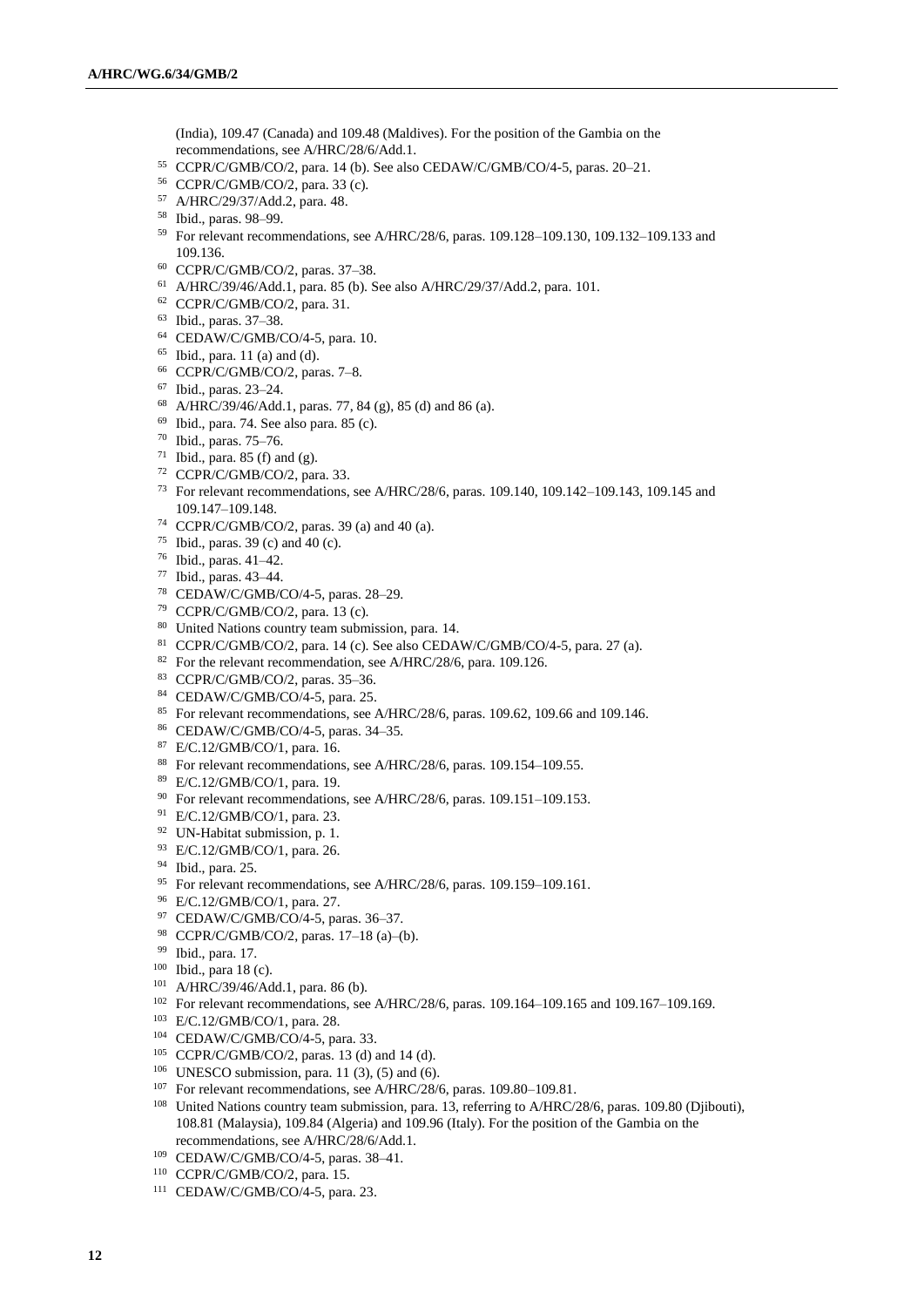(India), 109.47 (Canada) and 109.48 (Maldives). For the position of the Gambia on the recommendations, see A/HRC/28/6/Add.1.

[55] CCPR/C/GMB/CO/2, para. 14 (b). See also CEDAW/C/GMB/CO/4-5, paras. 20–21.

[56] CCPR/C/GMB/CO/2, para. 33 (c).

[57] A/HRC/29/37/Add.2, para. 48.

[58] Ibid., paras. 98–99.

[59] For relevant recommendations, see A/HRC/28/6, paras. 109.128–109.130, 109.132–109.133 and 109.136.

[60] CCPR/C/GMB/CO/2, paras. 37–38.

[61] A/HRC/39/46/Add.1, para. 85 (b). See also A/HRC/29/37/Add.2, para. 101.

[62] CCPR/C/GMB/CO/2, para. 31.

[63] Ibid., paras. 37–38.

[64] CEDAW/C/GMB/CO/4-5, para. 10.

[65] Ibid., para. 11 (a) and (d).

[66] CCPR/C/GMB/CO/2, paras. 7–8.

[67] Ibid., paras. 23–24.

[68] A/HRC/39/46/Add.1, paras. 77, 84 (g), 85 (d) and 86 (a).

[69] Ibid., para. 74. See also para. 85 (c).

[70] Ibid., paras. 75–76.

[71] Ibid., para. 85 (f) and (g).

[72] CCPR/C/GMB/CO/2, para. 33.

[73] For relevant recommendations, see A/HRC/28/6, paras. 109.140, 109.142–109.143, 109.145 and 109.147–109.148.

[74] CCPR/C/GMB/CO/2, paras. 39 (a) and 40 (a).

[75] Ibid., paras. 39 (c) and 40 (c).

[76] Ibid., paras. 41–42.

[77] Ibid., paras. 43–44.

[78] CEDAW/C/GMB/CO/4-5, paras. 28–29.

[79] CCPR/C/GMB/CO/2, para. 13 (c).

[80] United Nations country team submission, para. 14.

[81] CCPR/C/GMB/CO/2, para. 14 (c). See also CEDAW/C/GMB/CO/4-5, para. 27 (a).

[82] For the relevant recommendation, see A/HRC/28/6, para. 109.126.

[83] CCPR/C/GMB/CO/2, paras. 35–36.

[84] CEDAW/C/GMB/CO/4-5, para. 25.

[85] For relevant recommendations, see A/HRC/28/6, paras. 109.62, 109.66 and 109.146.

[86] CEDAW/C/GMB/CO/4-5, paras. 34–35.

[87] E/C.12/GMB/CO/1, para. 16.

[88] For relevant recommendations, see A/HRC/28/6, paras. 109.154–109.55.

[89] E/C.12/GMB/CO/1, para. 19.

[90] For relevant recommendations, see A/HRC/28/6, paras. 109.151–109.153.

[91] E/C.12/GMB/CO/1, para. 23.

[92] UN-Habitat submission, p. 1.

[93] E/C.12/GMB/CO/1, para. 26.

[94] Ibid., para. 25.

[95] For relevant recommendations, see A/HRC/28/6, paras. 109.159–109.161.

[96] E/C.12/GMB/CO/1, para. 27.

[97] CEDAW/C/GMB/CO/4-5, paras. 36–37.

[98] CCPR/C/GMB/CO/2, paras. 17–18 (a)–(b).

[99] Ibid., para. 17.

[100] Ibid., para 18 (c).

[101] A/HRC/39/46/Add.1, para. 86 (b).

[102] For relevant recommendations, see A/HRC/28/6, paras. 109.164–109.165 and 109.167–109.169.

[103] E/C.12/GMB/CO/1, para. 28.

[104] CEDAW/C/GMB/CO/4-5, para. 33.

[105] CCPR/C/GMB/CO/2, paras. 13 (d) and 14 (d).

[106] UNESCO submission, para. 11 (3), (5) and (6).

[107] For relevant recommendations, see A/HRC/28/6, paras. 109.80–109.81.

[108] United Nations country team submission, para. 13, referring to A/HRC/28/6, paras. 109.80 (Djibouti), 108.81 (Malaysia), 109.84 (Algeria) and 109.96 (Italy). For the position of the Gambia on the recommendations, see A/HRC/28/6/Add.1.

[109] CEDAW/C/GMB/CO/4-5, paras. 38–41.

[110] CCPR/C/GMB/CO/2, para. 15.

[111] CEDAW/C/GMB/CO/4-5, para. 23.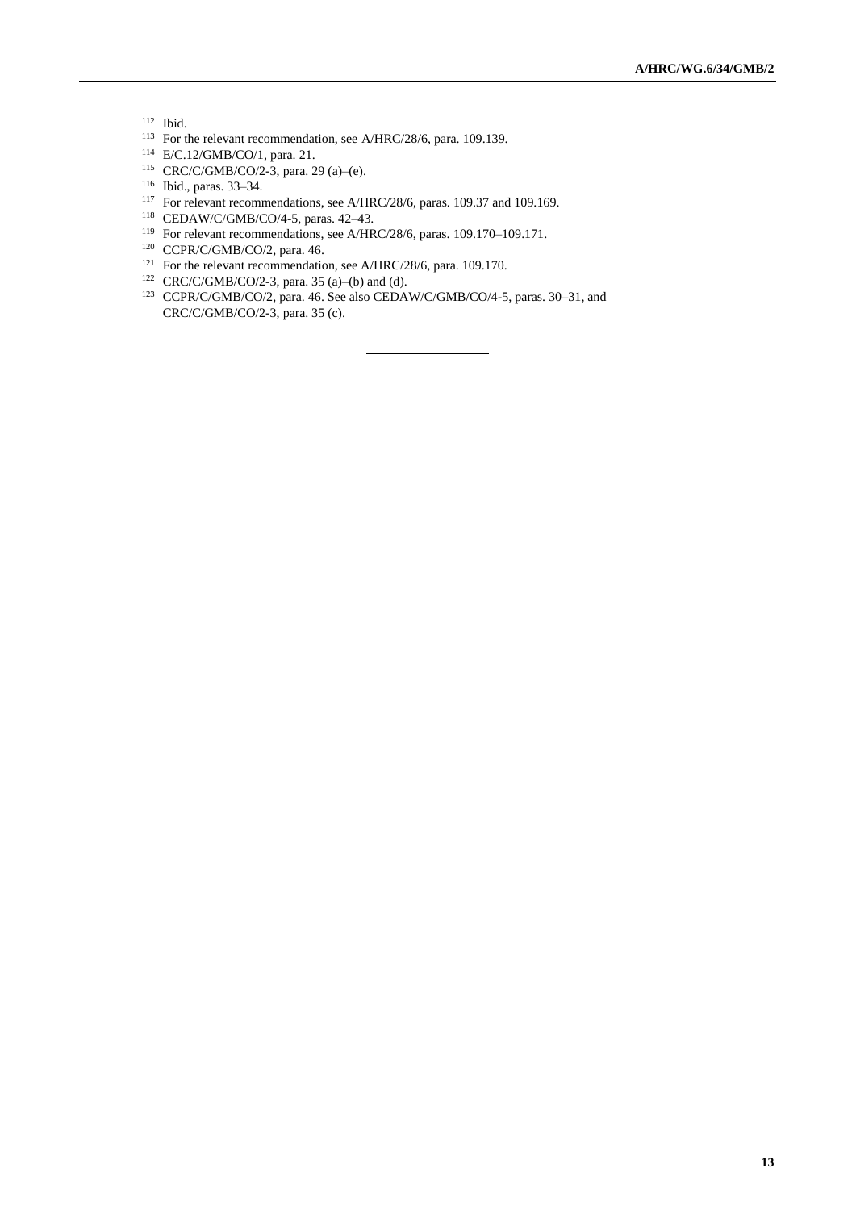[112] Ibid.

[113] For the relevant recommendation, see A/HRC/28/6, para. 109.139.

[114] E/C.12/GMB/CO/1, para. 21.

[115] CRC/C/GMB/CO/2-3, para. 29 (a)–(e).

[116] Ibid., paras. 33–34.

[117] For relevant recommendations, see A/HRC/28/6, paras. 109.37 and 109.169.

[118] CEDAW/C/GMB/CO/4-5, paras. 42–43.

[119] For relevant recommendations, see A/HRC/28/6, paras. 109.170–109.171.

[120] CCPR/C/GMB/CO/2, para. 46.

[121] For the relevant recommendation, see A/HRC/28/6, para. 109.170.

[122] CRC/C/GMB/CO/2-3, para. 35 (a)–(b) and (d).

[123] CCPR/C/GMB/CO/2, para. 46. See also CEDAW/C/GMB/CO/4-5, paras. 30–31, and CRC/C/GMB/CO/2-3, para. 35 (c).